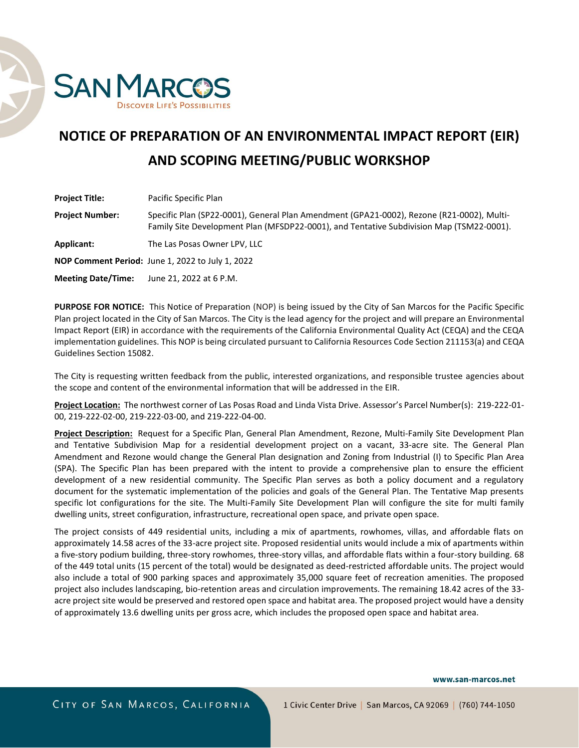# NOTICE OF PREPARATION OF AN ENVIRONMENTAL IMPACT REPORT (EIR) AND SCOPING MEETING/PUBLIC WORKSHOP

**Project Title:** Pacific Specific Plan

**Project Number:** Specific Plan (SP22-0001), General Plan Amendment (GPA21-0002), Rezone (R21-0002), Multi-Family Site Development Plan (MFSDP22-0001), and Tentative Subdivision Map (TSM22-0001).

**Applicant:** The Las Posas Owner LPV, LLC

**NOP Comment Period:** June 1, 2022 to July 1, 2022

**Meeting Date/Time:** June 21, 2022 at 6 P.M.

**PURPOSE FOR NOTICE:** This Notice of Preparation (NOP) is being issued by the City of San Marcos for the Pacific Specific Plan project located in the City of San Marcos. The City is the lead agency for the project and will prepare an Environmental Impact Report (EIR) in accordance with the requirements of the California Environmental Quality Act (CEQA) and the CEQA implementation guidelines. This NOP is being circulated pursuant to California Resources Code Section 211153(a) and CEQA Guidelines Section 15082.

The City is requesting written feedback from the public, interested organizations, and responsible trustee agencies about the scope and content of the environmental information that will be addressed in the EIR.

**Project Location:** The northwest corner of Las Posas Road and Linda Vista Drive. Assessor's Parcel Number(s): 219-222-01-00, 219-222-02-00, 219-222-03-00, and 219-222-04-00.

**Project Description:** Request for a Specific Plan, General Plan Amendment, Rezone, Multi-Family Site Development Plan and Tentative Subdivision Map for a residential development project on a vacant, 33-acre site. The General Plan Amendment and Rezone would change the General Plan designation and Zoning from Industrial (I) to Specific Plan Area (SPA). The Specific Plan has been prepared with the intent to provide a comprehensive plan to ensure the efficient development of a new residential community. The Specific Plan serves as both a policy document and a regulatory document for the systematic implementation of the policies and goals of the General Plan. The Tentative Map presents specific lot configurations for the site. The Multi-Family Site Development Plan will configure the site for multi family dwelling units, street configuration, infrastructure, recreational open space, and private open space.

The project consists of 449 residential units, including a mix of apartments, rowhomes, villas, and affordable flats on approximately 14.58 acres of the 33-acre project site. Proposed residential units would include a mix of apartments within a five-story podium building, three-story rowhomes, three-story villas, and affordable flats within a four-story building. 68 of the 449 total units (15 percent of the total) would be designated as deed-restricted affordable units. The project would also include a total of 900 parking spaces and approximately 35,000 square feet of recreation amenities. The proposed project also includes landscaping, bio-retention areas and circulation improvements. The remaining 18.42 acres of the 33-acre project site would be preserved and restored open space and habitat area. The proposed project would have a density of approximately 13.6 dwelling units per gross acre, which includes the proposed open space and habitat area.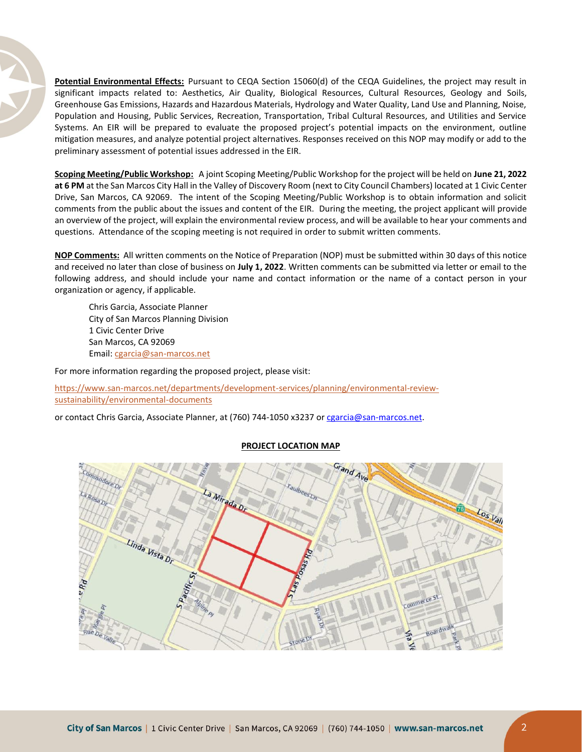**Potential Environmental Effects:** Pursuant to CEQA Section 15060(d) of the CEQA Guidelines, the project may result in significant impacts related to: Aesthetics, Air Quality, Biological Resources, Cultural Resources, Geology and Soils, Greenhouse Gas Emissions, Hazards and Hazardous Materials, Hydrology and Water Quality, Land Use and Planning, Noise, Population and Housing, Public Services, Recreation, Transportation, Tribal Cultural Resources, and Utilities and Service Systems. An EIR will be prepared to evaluate the proposed project's potential impacts on the environment, outline mitigation measures, and analyze potential project alternatives. Responses received on this NOP may modify or add to the preliminary assessment of potential issues addressed in the EIR.

**Scoping Meeting/Public Workshop:** A joint Scoping Meeting/Public Workshop for the project will be held on **June 21, 2022 at 6 PM** at the San Marcos City Hall in the Valley of Discovery Room (next to City Council Chambers) located at 1 Civic Center Drive, San Marcos, CA 92069. The intent of the Scoping Meeting/Public Workshop is to obtain information and solicit comments from the public about the issues and content of the EIR. During the meeting, the project applicant will provide an overview of the project, will explain the environmental review process, and will be available to hear your comments and questions. Attendance of the scoping meeting is not required in order to submit written comments.

**NOP Comments:** All written comments on the Notice of Preparation (NOP) must be submitted within 30 days of this notice and received no later than close of business on **July 1, 2022**. Written comments can be submitted via letter or email to the following address, and should include your name and contact information or the name of a contact person in your organization or agency, if applicable.

Chris Garcia, Associate Planner
City of San Marcos Planning Division
1 Civic Center Drive
San Marcos, CA 92069
Email: cgarcia@san-marcos.net

For more information regarding the proposed project, please visit:

https://www.san-marcos.net/departments/development-services/planning/environmental-review-sustainability/environmental-documents

or contact Chris Garcia, Associate Planner, at (760) 744-1050 x3237 or cgarcia@san-marcos.net.

**PROJECT LOCATION MAP**

Grand Ave
La Mirada Dr
Linda Vista Dr
S Pacific St
S Las Posas Rd
Commerce St
78